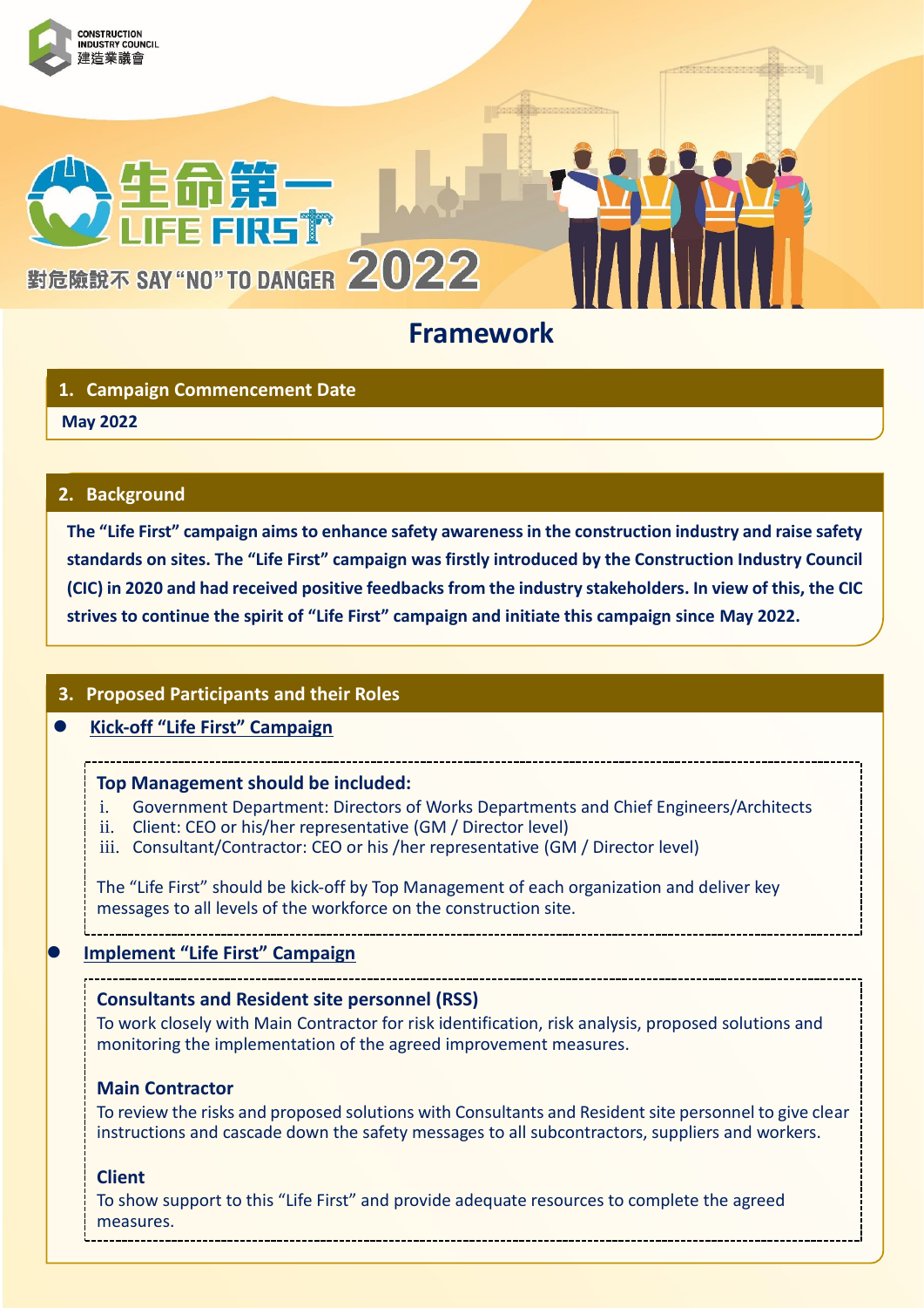CONSTRUCTION INDUSTRY COUNCIL 建造業議會

生命第一 LIFE FIRST

對危險說不 SAY "NO" TO DANGER 2022

# Framework

## 1. Campaign Commencement Date

**May 2022**

## 2. Background

**The "Life First" campaign aims to enhance safety awareness in the construction industry and raise safety standards on sites. The "Life First" campaign was firstly introduced by the Construction Industry Council (CIC) in 2020 and had received positive feedbacks from the industry stakeholders. In view of this, the CIC strives to continue the spirit of "Life First" campaign and initiate this campaign since May 2022.**

## 3. Proposed Participants and their Roles

- **Kick-off "Life First" Campaign**

**Top Management should be included:**

i. Government Department: Directors of Works Departments and Chief Engineers/Architects
ii. Client: CEO or his/her representative (GM / Director level)
iii. Consultant/Contractor: CEO or his /her representative (GM / Director level)

The "Life First" should be kick-off by Top Management of each organization and deliver key messages to all levels of the workforce on the construction site.

- **Implement "Life First" Campaign**

**Consultants and Resident site personnel (RSS)**

To work closely with Main Contractor for risk identification, risk analysis, proposed solutions and monitoring the implementation of the agreed improvement measures.

**Main Contractor**

To review the risks and proposed solutions with Consultants and Resident site personnel to give clear instructions and cascade down the safety messages to all subcontractors, suppliers and workers.

**Client**

To show support to this "Life First" and provide adequate resources to complete the agreed measures.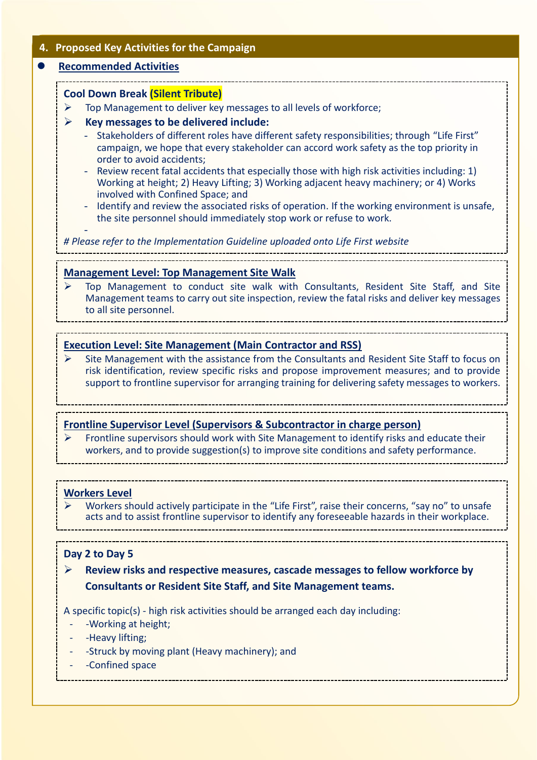## 4. Proposed Key Activities for the Campaign

- **Recommended Activities**

### Cool Down Break (Silent Tribute)

- Top Management to deliver key messages to all levels of workforce;
- **Key messages to be delivered include:**
  - Stakeholders of different roles have different safety responsibilities; through "Life First" campaign, we hope that every stakeholder can accord work safety as the top priority in order to avoid accidents;
  - Review recent fatal accidents that especially those with high risk activities including: 1) Working at height; 2) Heavy Lifting; 3) Working adjacent heavy machinery; or 4) Works involved with Confined Space; and
  - Identify and review the associated risks of operation. If the working environment is unsafe, the site personnel should immediately stop work or refuse to work.
  - 

*# Please refer to the Implementation Guideline uploaded onto Life First website*

### Management Level: Top Management Site Walk

- Top Management to conduct site walk with Consultants, Resident Site Staff, and Site Management teams to carry out site inspection, review the fatal risks and deliver key messages to all site personnel.

### Execution Level: Site Management (Main Contractor and RSS)

- Site Management with the assistance from the Consultants and Resident Site Staff to focus on risk identification, review specific risks and propose improvement measures; and to provide support to frontline supervisor for arranging training for delivering safety messages to workers.

### Frontline Supervisor Level (Supervisors & Subcontractor in charge person)

- Frontline supervisors should work with Site Management to identify risks and educate their workers, and to provide suggestion(s) to improve site conditions and safety performance.

### Workers Level

- Workers should actively participate in the "Life First", raise their concerns, "say no" to unsafe acts and to assist frontline supervisor to identify any foreseeable hazards in their workplace.

### Day 2 to Day 5

- **Review risks and respective measures, cascade messages to fellow workforce by Consultants or Resident Site Staff, and Site Management teams.**

A specific topic(s) - high risk activities should be arranged each day including:

- -Working at height;
- -Heavy lifting;
- -Struck by moving plant (Heavy machinery); and
- -Confined space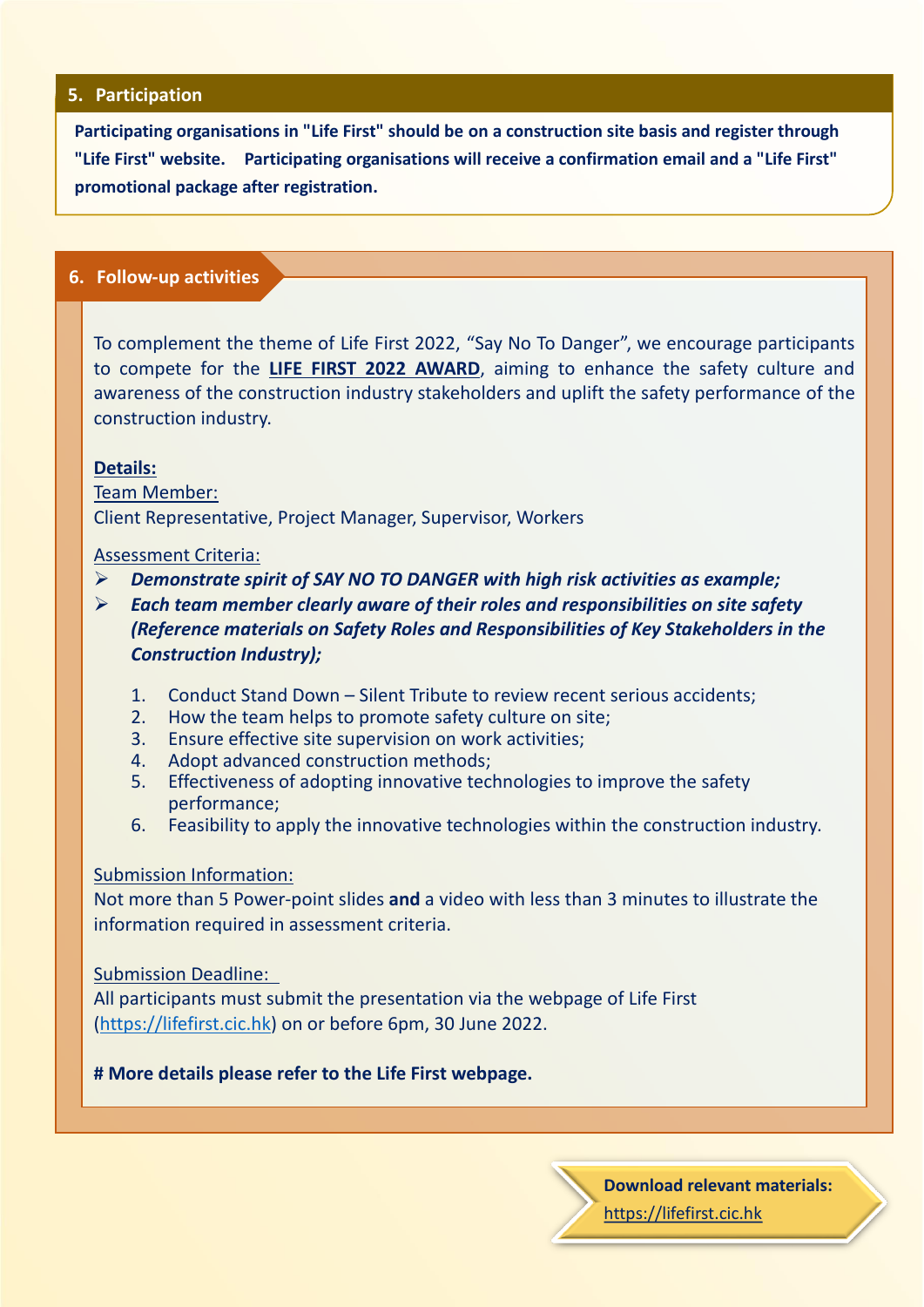## 5. Participation

**Participating organisations in "Life First" should be on a construction site basis and register through "Life First" website. Participating organisations will receive a confirmation email and a "Life First" promotional package after registration.**

## 6. Follow-up activities

To complement the theme of Life First 2022, "Say No To Danger", we encourage participants to compete for the **LIFE FIRST 2022 AWARD**, aiming to enhance the safety culture and awareness of the construction industry stakeholders and uplift the safety performance of the construction industry.

**Details:**

Team Member:

Client Representative, Project Manager, Supervisor, Workers

Assessment Criteria:

- ***Demonstrate spirit of SAY NO TO DANGER with high risk activities as example;***
- ***Each team member clearly aware of their roles and responsibilities on site safety (Reference materials on Safety Roles and Responsibilities of Key Stakeholders in the Construction Industry);***

1. Conduct Stand Down – Silent Tribute to review recent serious accidents;
2. How the team helps to promote safety culture on site;
3. Ensure effective site supervision on work activities;
4. Adopt advanced construction methods;
5. Effectiveness of adopting innovative technologies to improve the safety performance;
6. Feasibility to apply the innovative technologies within the construction industry.

Submission Information:

Not more than 5 Power-point slides **and** a video with less than 3 minutes to illustrate the information required in assessment criteria.

Submission Deadline:

All participants must submit the presentation via the webpage of Life First (https://lifefirst.cic.hk) on or before 6pm, 30 June 2022.

**# More details please refer to the Life First webpage.**

**Download relevant materials:**
https://lifefirst.cic.hk